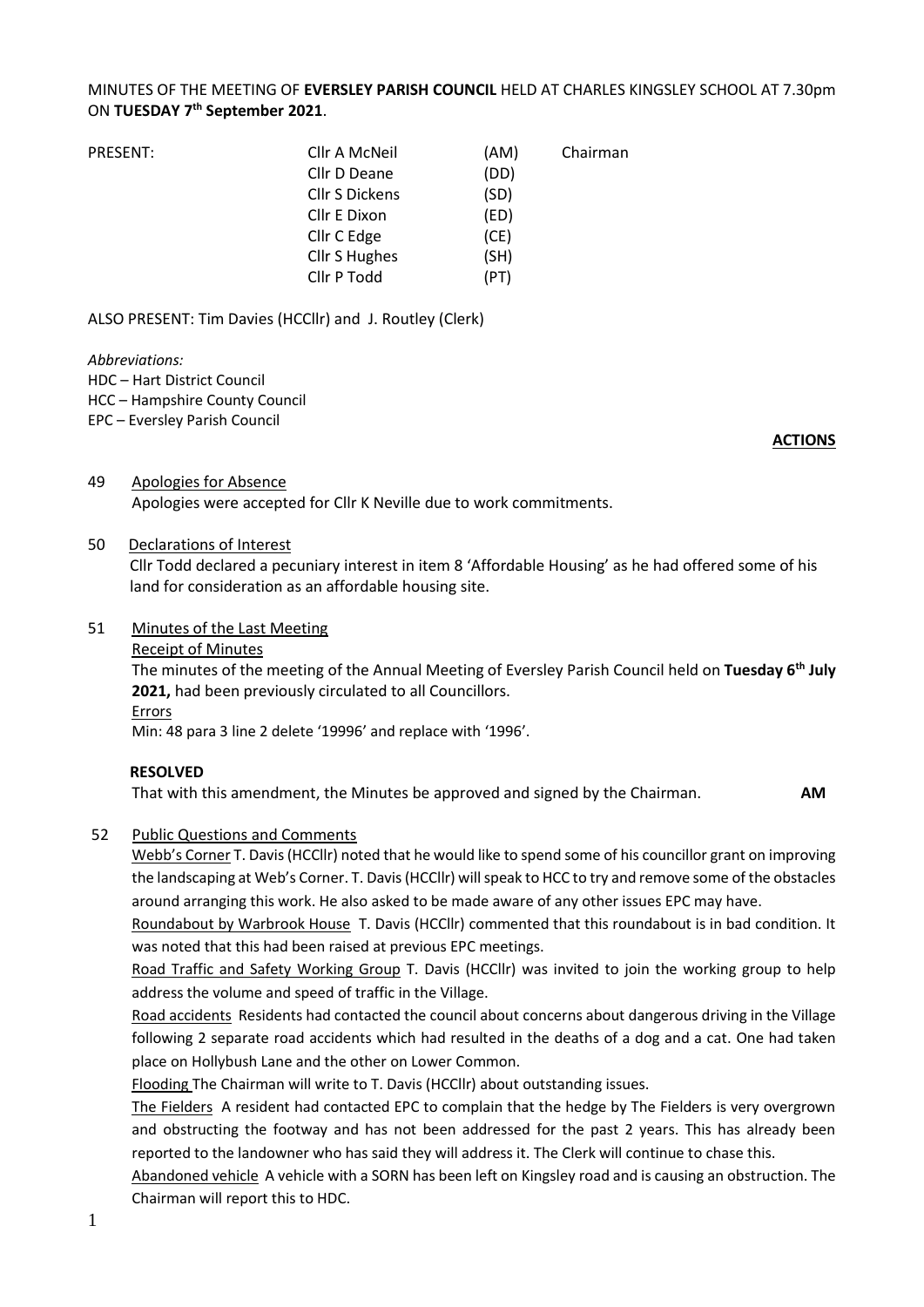MINUTES OF THE MEETING OF **EVERSLEY PARISH COUNCIL** HELD AT CHARLES KINGSLEY SCHOOL AT 7.30pm ON **TUESDAY 7th September 2021**.

| PRESENT: | Cllr A McNeil | (AM) | Chairman |
|---|---|---|---|
| | Cllr D Deane | (DD) | |
| | Cllr S Dickens | (SD) | |
| | Cllr E Dixon | (ED) | |
| | Cllr C Edge | (CE) | |
| | Cllr S Hughes | (SH) | |
| | Cllr P Todd | (PT) | |

ALSO PRESENT: Tim Davies (HCCllr) and J. Routley (Clerk)

*Abbreviations:*
HDC – Hart District Council
HCC – Hampshire County Council
EPC – Eversley Parish Council

**ACTIONS**

49 Apologies for Absence

Apologies were accepted for Cllr K Neville due to work commitments.

50 Declarations of Interest

Cllr Todd declared a pecuniary interest in item 8 'Affordable Housing' as he had offered some of his land for consideration as an affordable housing site.

51 Minutes of the Last Meeting

Receipt of Minutes

The minutes of the meeting of the Annual Meeting of Eversley Parish Council held on **Tuesday 6th July 2021,** had been previously circulated to all Councillors.

Errors

Min: 48 para 3 line 2 delete '19996' and replace with '1996'.

**RESOLVED**

That with this amendment, the Minutes be approved and signed by the Chairman. **AM**

52 Public Questions and Comments

Webb's Corner T. Davis (HCCllr) noted that he would like to spend some of his councillor grant on improving the landscaping at Web's Corner. T. Davis (HCCllr) will speak to HCC to try and remove some of the obstacles around arranging this work. He also asked to be made aware of any other issues EPC may have.

Roundabout by Warbrook House T. Davis (HCCllr) commented that this roundabout is in bad condition. It was noted that this had been raised at previous EPC meetings.

Road Traffic and Safety Working Group T. Davis (HCCllr) was invited to join the working group to help address the volume and speed of traffic in the Village.

Road accidents Residents had contacted the council about concerns about dangerous driving in the Village following 2 separate road accidents which had resulted in the deaths of a dog and a cat. One had taken place on Hollybush Lane and the other on Lower Common.

Flooding The Chairman will write to T. Davis (HCCllr) about outstanding issues.

The Fielders A resident had contacted EPC to complain that the hedge by The Fielders is very overgrown and obstructing the footway and has not been addressed for the past 2 years. This has already been reported to the landowner who has said they will address it. The Clerk will continue to chase this.

Abandoned vehicle A vehicle with a SORN has been left on Kingsley road and is causing an obstruction. The Chairman will report this to HDC.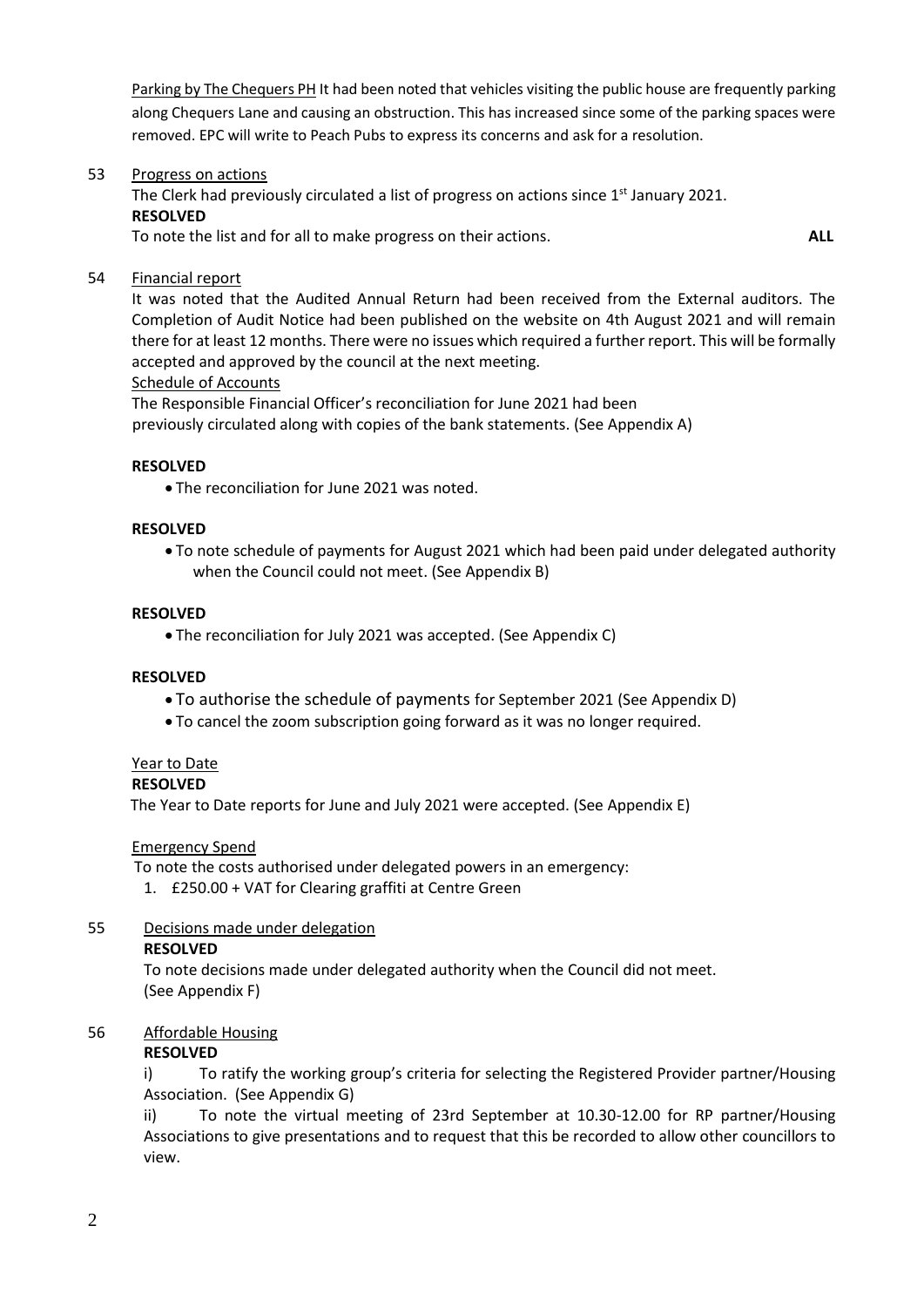Parking by The Chequers PH It had been noted that vehicles visiting the public house are frequently parking along Chequers Lane and causing an obstruction. This has increased since some of the parking spaces were removed. EPC will write to Peach Pubs to express its concerns and ask for a resolution.

53 Progress on actions

The Clerk had previously circulated a list of progress on actions since 1st January 2021.

**RESOLVED**

To note the list and for all to make progress on their actions. **ALL**

54 Financial report

It was noted that the Audited Annual Return had been received from the External auditors. The Completion of Audit Notice had been published on the website on 4th August 2021 and will remain there for at least 12 months. There were no issues which required a further report. This will be formally accepted and approved by the council at the next meeting.

Schedule of Accounts

The Responsible Financial Officer's reconciliation for June 2021 had been previously circulated along with copies of the bank statements. (See Appendix A)

**RESOLVED**

- The reconciliation for June 2021 was noted.

**RESOLVED**

- To note schedule of payments for August 2021 which had been paid under delegated authority when the Council could not meet. (See Appendix B)

**RESOLVED**

- The reconciliation for July 2021 was accepted. (See Appendix C)

**RESOLVED**

- To authorise the schedule of payments for September 2021 (See Appendix D)
- To cancel the zoom subscription going forward as it was no longer required.

Year to Date

**RESOLVED**

The Year to Date reports for June and July 2021 were accepted. (See Appendix E)

Emergency Spend

To note the costs authorised under delegated powers in an emergency:

1. £250.00 + VAT for Clearing graffiti at Centre Green

55 Decisions made under delegation

**RESOLVED**

To note decisions made under delegated authority when the Council did not meet. (See Appendix F)

56 Affordable Housing

**RESOLVED**

i) To ratify the working group's criteria for selecting the Registered Provider partner/Housing Association. (See Appendix G)

ii) To note the virtual meeting of 23rd September at 10.30-12.00 for RP partner/Housing Associations to give presentations and to request that this be recorded to allow other councillors to view.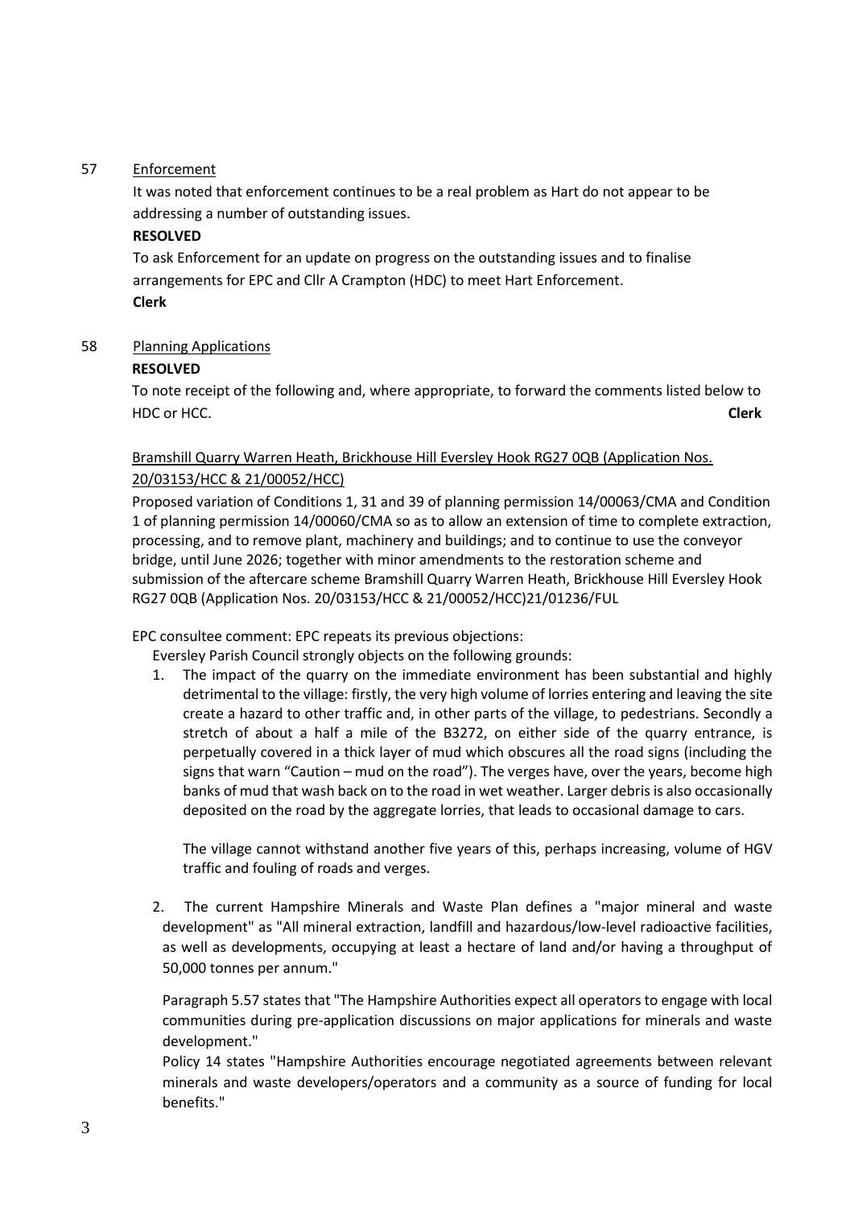57 Enforcement

It was noted that enforcement continues to be a real problem as Hart do not appear to be addressing a number of outstanding issues.

**RESOLVED**

To ask Enforcement for an update on progress on the outstanding issues and to finalise arrangements for EPC and Cllr A Crampton (HDC) to meet Hart Enforcement.

**Clerk**

58 Planning Applications

**RESOLVED**

To note receipt of the following and, where appropriate, to forward the comments listed below to HDC or HCC. **Clerk**

Bramshill Quarry Warren Heath, Brickhouse Hill Eversley Hook RG27 0QB (Application Nos. 20/03153/HCC & 21/00052/HCC)

Proposed variation of Conditions 1, 31 and 39 of planning permission 14/00063/CMA and Condition 1 of planning permission 14/00060/CMA so as to allow an extension of time to complete extraction, processing, and to remove plant, machinery and buildings; and to continue to use the conveyor bridge, until June 2026; together with minor amendments to the restoration scheme and submission of the aftercare scheme Bramshill Quarry Warren Heath, Brickhouse Hill Eversley Hook RG27 0QB (Application Nos. 20/03153/HCC & 21/00052/HCC)21/01236/FUL

EPC consultee comment: EPC repeats its previous objections:

Eversley Parish Council strongly objects on the following grounds:

1. The impact of the quarry on the immediate environment has been substantial and highly detrimental to the village: firstly, the very high volume of lorries entering and leaving the site create a hazard to other traffic and, in other parts of the village, to pedestrians. Secondly a stretch of about a half a mile of the B3272, on either side of the quarry entrance, is perpetually covered in a thick layer of mud which obscures all the road signs (including the signs that warn "Caution – mud on the road"). The verges have, over the years, become high banks of mud that wash back on to the road in wet weather. Larger debris is also occasionally deposited on the road by the aggregate lorries, that leads to occasional damage to cars.

   The village cannot withstand another five years of this, perhaps increasing, volume of HGV traffic and fouling of roads and verges.

2. The current Hampshire Minerals and Waste Plan defines a "major mineral and waste development" as "All mineral extraction, landfill and hazardous/low-level radioactive facilities, as well as developments, occupying at least a hectare of land and/or having a throughput of 50,000 tonnes per annum."

   Paragraph 5.57 states that "The Hampshire Authorities expect all operators to engage with local communities during pre-application discussions on major applications for minerals and waste development."

   Policy 14 states "Hampshire Authorities encourage negotiated agreements between relevant minerals and waste developers/operators and a community as a source of funding for local benefits."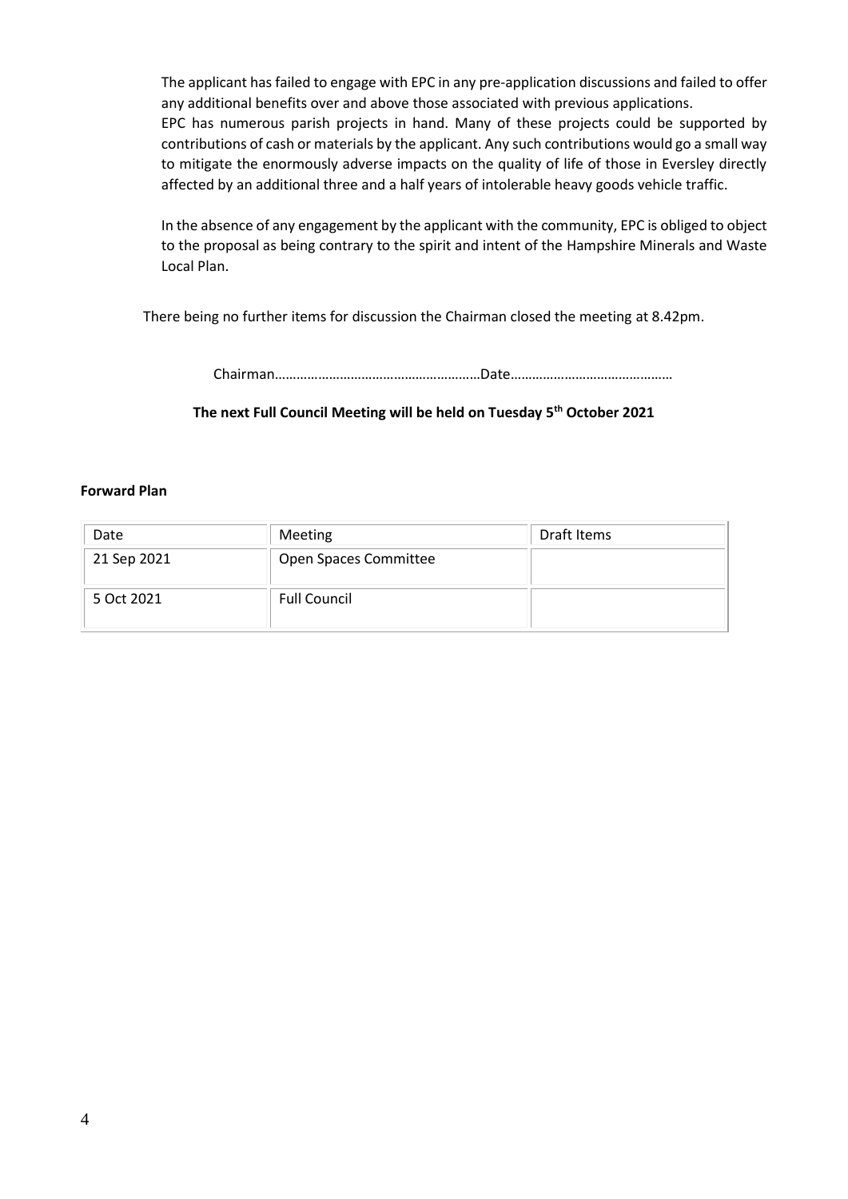The applicant has failed to engage with EPC in any pre-application discussions and failed to offer any additional benefits over and above those associated with previous applications.
EPC has numerous parish projects in hand. Many of these projects could be supported by contributions of cash or materials by the applicant. Any such contributions would go a small way to mitigate the enormously adverse impacts on the quality of life of those in Eversley directly affected by an additional three and a half years of intolerable heavy goods vehicle traffic.

In the absence of any engagement by the applicant with the community, EPC is obliged to object to the proposal as being contrary to the spirit and intent of the Hampshire Minerals and Waste Local Plan.

There being no further items for discussion the Chairman closed the meeting at 8.42pm.

Chairman…………………………………………………Date………………………………………

**The next Full Council Meeting will be held on Tuesday 5th October 2021**

**Forward Plan**

| Date | Meeting | Draft Items |
|---|---|---|
| 21 Sep 2021 | Open Spaces Committee | |
| 5 Oct 2021 | Full Council | |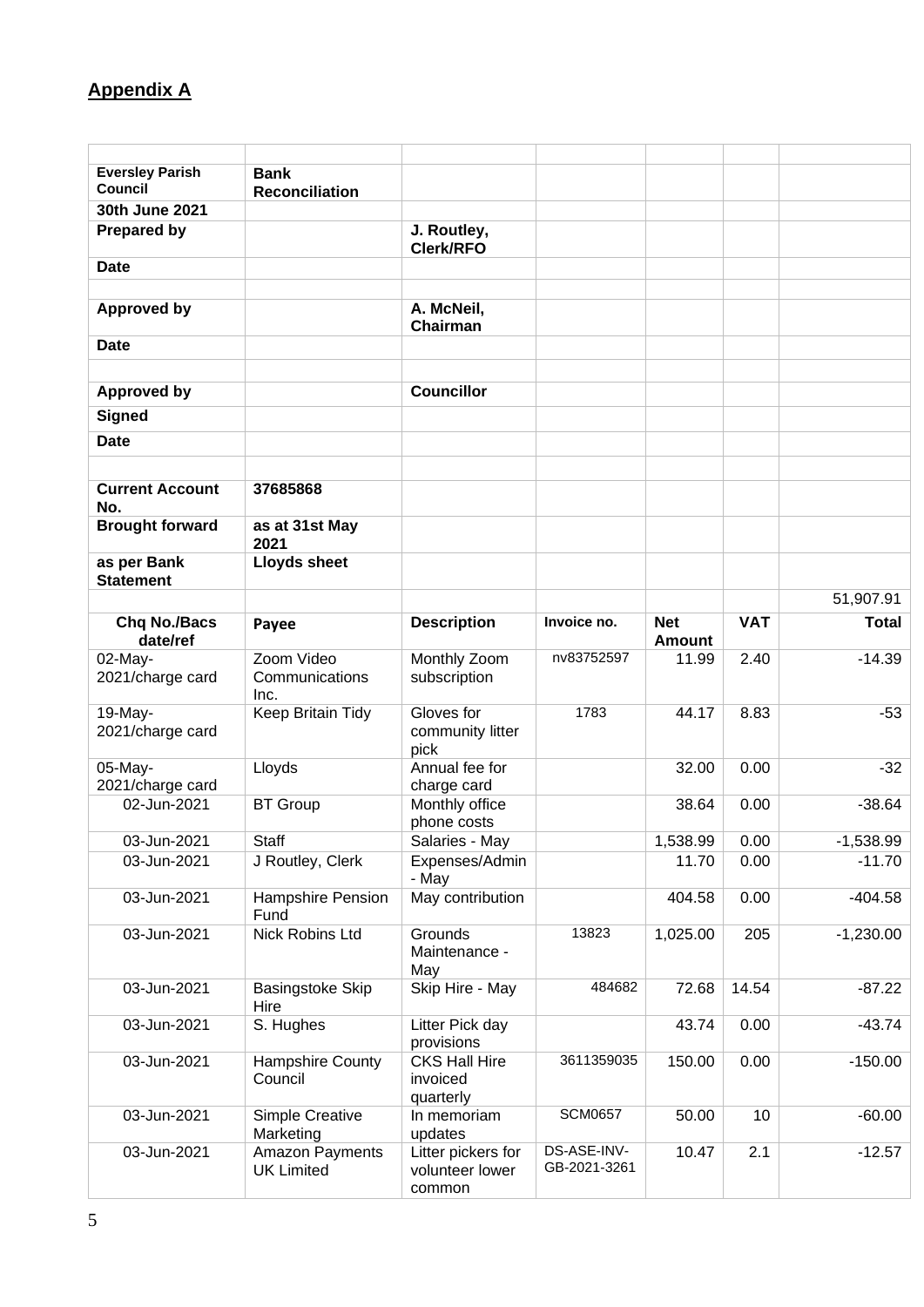## Appendix A

| | | | | | | |
|---|---|---|---|---|---|---|
| **Eversley Parish Council** | **Bank Reconciliation** | | | | | |
| **30th June 2021** | | | | | | |
| **Prepared by** | | **J. Routley, Clerk/RFO** | | | | |
| **Date** | | | | | | |
| | | | | | | |
| **Approved by** | | **A. McNeil, Chairman** | | | | |
| **Date** | | | | | | |
| | | | | | | |
| **Approved by** | | **Councillor** | | | | |
| **Signed** | | | | | | |
| **Date** | | | | | | |
| | | | | | | |
| **Current Account No.** | **37685868** | | | | | |
| **Brought forward** | **as at 31st May 2021** | | | | | |
| **as per Bank Statement** | **Lloyds sheet** | | | | | |
| | | | | | | 51,907.91 |
| **Chq No./Bacs date/ref** | **Payee** | **Description** | **Invoice no.** | **Net Amount** | **VAT** | **Total** |
| 02-May-2021/charge card | Zoom Video Communications Inc. | Monthly Zoom subscription | nv83752597 | 11.99 | 2.40 | -14.39 |
| 19-May-2021/charge card | Keep Britain Tidy | Gloves for community litter pick | 1783 | 44.17 | 8.83 | -53 |
| 05-May-2021/charge card | Lloyds | Annual fee for charge card | | 32.00 | 0.00 | -32 |
| 02-Jun-2021 | BT Group | Monthly office phone costs | | 38.64 | 0.00 | -38.64 |
| 03-Jun-2021 | Staff | Salaries - May | | 1,538.99 | 0.00 | -1,538.99 |
| 03-Jun-2021 | J Routley, Clerk | Expenses/Admin - May | | 11.70 | 0.00 | -11.70 |
| 03-Jun-2021 | Hampshire Pension Fund | May contribution | | 404.58 | 0.00 | -404.58 |
| 03-Jun-2021 | Nick Robins Ltd | Grounds Maintenance - May | 13823 | 1,025.00 | 205 | -1,230.00 |
| 03-Jun-2021 | Basingstoke Skip Hire | Skip Hire - May | 484682 | 72.68 | 14.54 | -87.22 |
| 03-Jun-2021 | S. Hughes | Litter Pick day provisions | | 43.74 | 0.00 | -43.74 |
| 03-Jun-2021 | Hampshire County Council | CKS Hall Hire invoiced quarterly | 3611359035 | 150.00 | 0.00 | -150.00 |
| 03-Jun-2021 | Simple Creative Marketing | In memoriam updates | SCM0657 | 50.00 | 10 | -60.00 |
| 03-Jun-2021 | Amazon Payments UK Limited | Litter pickers for volunteer lower common | DS-ASE-INV-GB-2021-3261 | 10.47 | 2.1 | -12.57 |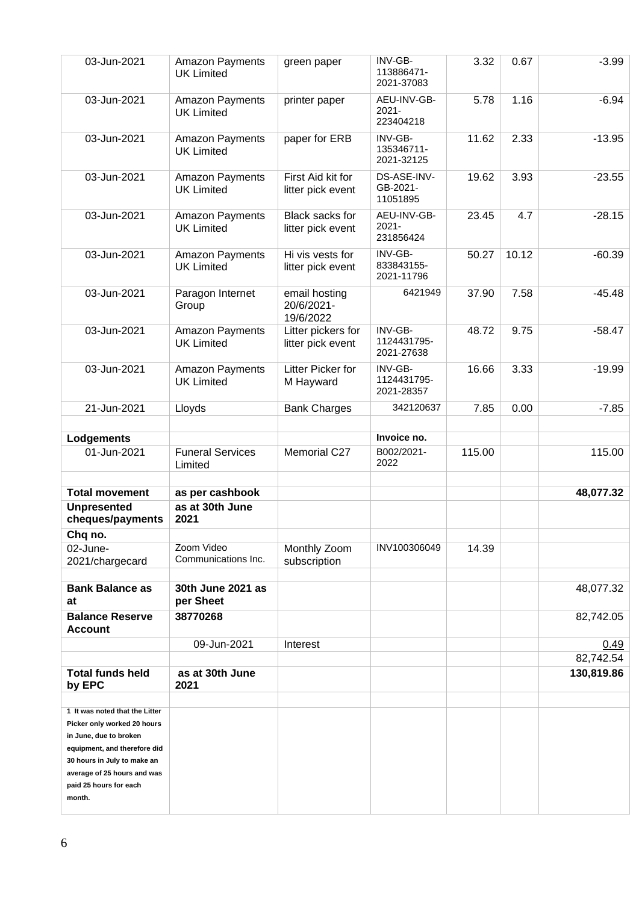| | | | | | | |
|---|---|---|---|---|---|---|
| 03-Jun-2021 | Amazon Payments UK Limited | green paper | INV-GB-113886471-2021-37083 | 3.32 | 0.67 | -3.99 |
| 03-Jun-2021 | Amazon Payments UK Limited | printer paper | AEU-INV-GB-2021-223404218 | 5.78 | 1.16 | -6.94 |
| 03-Jun-2021 | Amazon Payments UK Limited | paper for ERB | INV-GB-135346711-2021-32125 | 11.62 | 2.33 | -13.95 |
| 03-Jun-2021 | Amazon Payments UK Limited | First Aid kit for litter pick event | DS-ASE-INV-GB-2021-11051895 | 19.62 | 3.93 | -23.55 |
| 03-Jun-2021 | Amazon Payments UK Limited | Black sacks for litter pick event | AEU-INV-GB-2021-231856424 | 23.45 | 4.7 | -28.15 |
| 03-Jun-2021 | Amazon Payments UK Limited | Hi vis vests for litter pick event | INV-GB-833843155-2021-11796 | 50.27 | 10.12 | -60.39 |
| 03-Jun-2021 | Paragon Internet Group | email hosting 20/6/2021-19/6/2022 | 6421949 | 37.90 | 7.58 | -45.48 |
| 03-Jun-2021 | Amazon Payments UK Limited | Litter pickers for litter pick event | INV-GB-1124431795-2021-27638 | 48.72 | 9.75 | -58.47 |
| 03-Jun-2021 | Amazon Payments UK Limited | Litter Picker for M Hayward | INV-GB-1124431795-2021-28357 | 16.66 | 3.33 | -19.99 |
| 21-Jun-2021 | Lloyds | Bank Charges | 342120637 | 7.85 | 0.00 | -7.85 |
| | | | | | | |
| **Lodgements** | | | **Invoice no.** | | | |
| 01-Jun-2021 | Funeral Services Limited | Memorial C27 | B002/2021-2022 | 115.00 | | 115.00 |
| | | | | | | |
| **Total movement** | **as per cashbook** | | | | | **48,077.32** |
| **Unpresented cheques/payments** | **as at 30th June 2021** | | | | | |
| **Chq no.** | | | | | | |
| 02-June-2021/chargecard | Zoom Video Communications Inc. | Monthly Zoom subscription | INV100306049 | 14.39 | | |
| | | | | | | |
| **Bank Balance as at** | **30th June 2021 as per Sheet** | | | | | 48,077.32 |
| **Balance Reserve Account** | **38770268** | | | | | 82,742.05 |
| | 09-Jun-2021 | Interest | | | | 0.49 |
| | | | | | | 82,742.54 |
| **Total funds held by EPC** | **as at 30th June 2021** | | | | | **130,819.86** |
| | | | | | | |
| **1 It was noted that the Litter Picker only worked 20 hours in June, due to broken equipment, and therefore did 30 hours in July to make an average of 25 hours and was paid 25 hours for each month.** | | | | | | |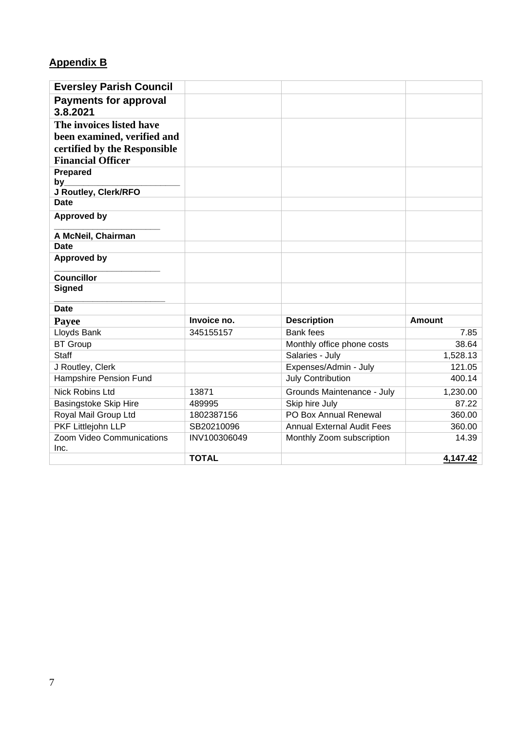## Appendix B

| **Eversley Parish Council** | | | |
|---|---|---|---|
| **Payments for approval 3.8.2021** | | | |
| **The invoices listed have been examined, verified and certified by the Responsible Financial Officer** | | | |
| **Prepared by______________________ J Routley, Clerk/RFO** | | | |
| **Date** | | | |
| **Approved by ______________________ A McNeil, Chairman** | | | |
| **Date** | | | |
| **Approved by ______________________ Councillor** | | | |
| **Signed ______________________** | | | |
| **Date** | | | |
| **Payee** | **Invoice no.** | **Description** | **Amount** |
| Lloyds Bank | 345155157 | Bank fees | 7.85 |
| BT Group | | Monthly office phone costs | 38.64 |
| Staff | | Salaries - July | 1,528.13 |
| J Routley, Clerk | | Expenses/Admin - July | 121.05 |
| Hampshire Pension Fund | | July Contribution | 400.14 |
| Nick Robins Ltd | 13871 | Grounds Maintenance - July | 1,230.00 |
| Basingstoke Skip Hire | 489995 | Skip hire July | 87.22 |
| Royal Mail Group Ltd | 1802387156 | PO Box Annual Renewal | 360.00 |
| PKF Littlejohn LLP | SB20210096 | Annual External Audit Fees | 360.00 |
| Zoom Video Communications Inc. | INV100306049 | Monthly Zoom subscription | 14.39 |
| | **TOTAL** | | **4,147.42** |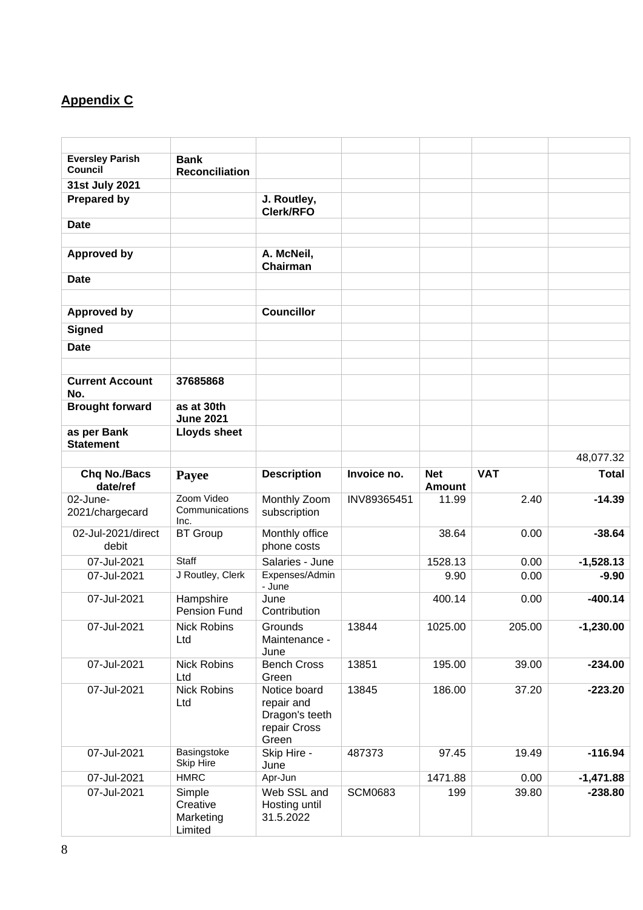## Appendix C

| | | | | | | |
|---|---|---|---|---|---|---|
| **Eversley Parish Council** | **Bank Reconciliation** | | | | | |
| **31st July 2021** | | | | | | |
| **Prepared by** | | **J. Routley, Clerk/RFO** | | | | |
| **Date** | | | | | | |
| | | | | | | |
| **Approved by** | | **A. McNeil, Chairman** | | | | |
| **Date** | | | | | | |
| | | | | | | |
| **Approved by** | | **Councillor** | | | | |
| **Signed** | | | | | | |
| **Date** | | | | | | |
| | | | | | | |
| **Current Account No.** | **37685868** | | | | | |
| **Brought forward** | **as at 30th June 2021** | | | | | |
| **as per Bank Statement** | **Lloyds sheet** | | | | | |
| | | | | | | 48,077.32 |
| **Chq No./Bacs date/ref** | **Payee** | **Description** | **Invoice no.** | **Net Amount** | **VAT** | **Total** |
| 02-June-2021/chargecard | Zoom Video Communications Inc. | Monthly Zoom subscription | INV89365451 | 11.99 | 2.40 | **-14.39** |
| 02-Jul-2021/direct debit | BT Group | Monthly office phone costs | | 38.64 | 0.00 | **-38.64** |
| 07-Jul-2021 | Staff | Salaries - June | | 1528.13 | 0.00 | **-1,528.13** |
| 07-Jul-2021 | J Routley, Clerk | Expenses/Admin - June | | 9.90 | 0.00 | **-9.90** |
| 07-Jul-2021 | Hampshire Pension Fund | June Contribution | | 400.14 | 0.00 | **-400.14** |
| 07-Jul-2021 | Nick Robins Ltd | Grounds Maintenance - June | 13844 | 1025.00 | 205.00 | **-1,230.00** |
| 07-Jul-2021 | Nick Robins Ltd | Bench Cross Green | 13851 | 195.00 | 39.00 | **-234.00** |
| 07-Jul-2021 | Nick Robins Ltd | Notice board repair and Dragon's teeth repair Cross Green | 13845 | 186.00 | 37.20 | **-223.20** |
| 07-Jul-2021 | Basingstoke Skip Hire | Skip Hire - June | 487373 | 97.45 | 19.49 | **-116.94** |
| 07-Jul-2021 | HMRC | Apr-Jun | | 1471.88 | 0.00 | **-1,471.88** |
| 07-Jul-2021 | Simple Creative Marketing Limited | Web SSL and Hosting until 31.5.2022 | SCM0683 | 199 | 39.80 | **-238.80** |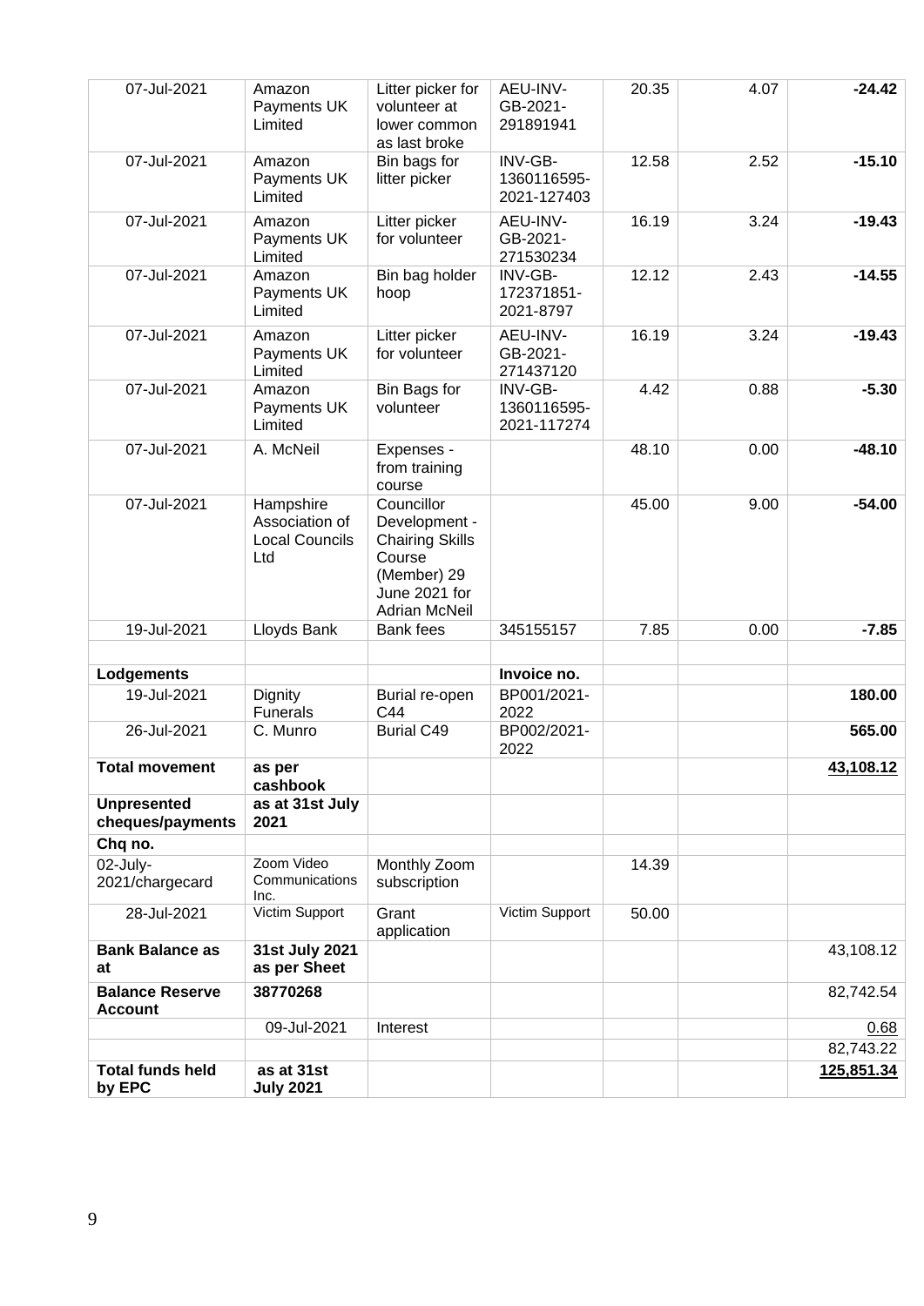| 07-Jul-2021 | Amazon Payments UK Limited | Litter picker for volunteer at lower common as last broke | AEU-INV-GB-2021-291891941 | 20.35 | 4.07 | **-24.42** |
|---|---|---|---|---|---|---|
| 07-Jul-2021 | Amazon Payments UK Limited | Bin bags for litter picker | INV-GB-1360116595-2021-127403 | 12.58 | 2.52 | **-15.10** |
| 07-Jul-2021 | Amazon Payments UK Limited | Litter picker for volunteer | AEU-INV-GB-2021-271530234 | 16.19 | 3.24 | **-19.43** |
| 07-Jul-2021 | Amazon Payments UK Limited | Bin bag holder hoop | INV-GB-172371851-2021-8797 | 12.12 | 2.43 | **-14.55** |
| 07-Jul-2021 | Amazon Payments UK Limited | Litter picker for volunteer | AEU-INV-GB-2021-271437120 | 16.19 | 3.24 | **-19.43** |
| 07-Jul-2021 | Amazon Payments UK Limited | Bin Bags for volunteer | INV-GB-1360116595-2021-117274 | 4.42 | 0.88 | **-5.30** |
| 07-Jul-2021 | A. McNeil | Expenses - from training course | | 48.10 | 0.00 | **-48.10** |
| 07-Jul-2021 | Hampshire Association of Local Councils Ltd | Councillor Development - Chairing Skills Course (Member) 29 June 2021 for Adrian McNeil | | 45.00 | 9.00 | **-54.00** |
| 19-Jul-2021 | Lloyds Bank | Bank fees | 345155157 | 7.85 | 0.00 | **-7.85** |
| | | | | | | |
| **Lodgements** | | | **Invoice no.** | | | |
| 19-Jul-2021 | Dignity Funerals | Burial re-open C44 | BP001/2021-2022 | | | **180.00** |
| 26-Jul-2021 | C. Munro | Burial C49 | BP002/2021-2022 | | | **565.00** |
| **Total movement** | **as per cashbook** | | | | | **43,108.12** |
| **Unpresented cheques/payments** | **as at 31st July 2021** | | | | | |
| **Chq no.** | | | | | | |
| 02-July-2021/chargecard | Zoom Video Communications Inc. | Monthly Zoom subscription | | 14.39 | | |
| 28-Jul-2021 | Victim Support | Grant application | Victim Support | 50.00 | | |
| **Bank Balance as at** | **31st July 2021 as per Sheet** | | | | | 43,108.12 |
| **Balance Reserve Account** | **38770268** | | | | | 82,742.54 |
| | 09-Jul-2021 | Interest | | | | 0.68 |
| | | | | | | 82,743.22 |
| **Total funds held by EPC** | **as at 31st July 2021** | | | | | **125,851.34** |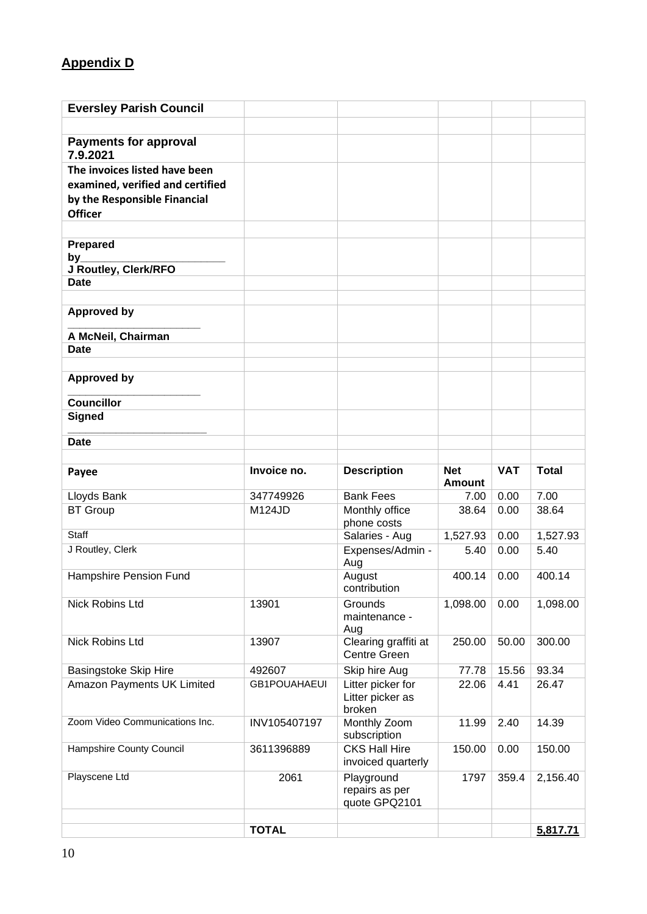## Appendix D

| **Eversley Parish Council** | | | | | |
|---|---|---|---|---|---|
| | | | | | |
| **Payments for approval 7.9.2021** | | | | | |
| **The invoices listed have been examined, verified and certified by the Responsible Financial Officer** | | | | | |
| | | | | | |
| **Prepared by________________________ J Routley, Clerk/RFO** | | | | | |
| **Date** | | | | | |
| | | | | | |
| **Approved by ______________________ A McNeil, Chairman** | | | | | |
| **Date** | | | | | |
| | | | | | |
| **Approved by ______________________ Councillor** | | | | | |
| **Signed ______________________** | | | | | |
| **Date** | | | | | |
| | | | | | |
| **Payee** | **Invoice no.** | **Description** | **Net Amount** | **VAT** | **Total** |
| Lloyds Bank | 347749926 | Bank Fees | 7.00 | 0.00 | 7.00 |
| BT Group | M124JD | Monthly office phone costs | 38.64 | 0.00 | 38.64 |
| Staff | | Salaries - Aug | 1,527.93 | 0.00 | 1,527.93 |
| J Routley, Clerk | | Expenses/Admin - Aug | 5.40 | 0.00 | 5.40 |
| Hampshire Pension Fund | | August contribution | 400.14 | 0.00 | 400.14 |
| Nick Robins Ltd | 13901 | Grounds maintenance - Aug | 1,098.00 | 0.00 | 1,098.00 |
| Nick Robins Ltd | 13907 | Clearing graffiti at Centre Green | 250.00 | 50.00 | 300.00 |
| Basingstoke Skip Hire | 492607 | Skip hire Aug | 77.78 | 15.56 | 93.34 |
| Amazon Payments UK Limited | GB1POUAHAEUI | Litter picker for Litter picker as broken | 22.06 | 4.41 | 26.47 |
| Zoom Video Communications Inc. | INV105407197 | Monthly Zoom subscription | 11.99 | 2.40 | 14.39 |
| Hampshire County Council | 3611396889 | CKS Hall Hire invoiced quarterly | 150.00 | 0.00 | 150.00 |
| Playscene Ltd | 2061 | Playground repairs as per quote GPQ2101 | 1797 | 359.4 | 2,156.40 |
| | | | | | |
| | **TOTAL** | | | | **5,817.71** |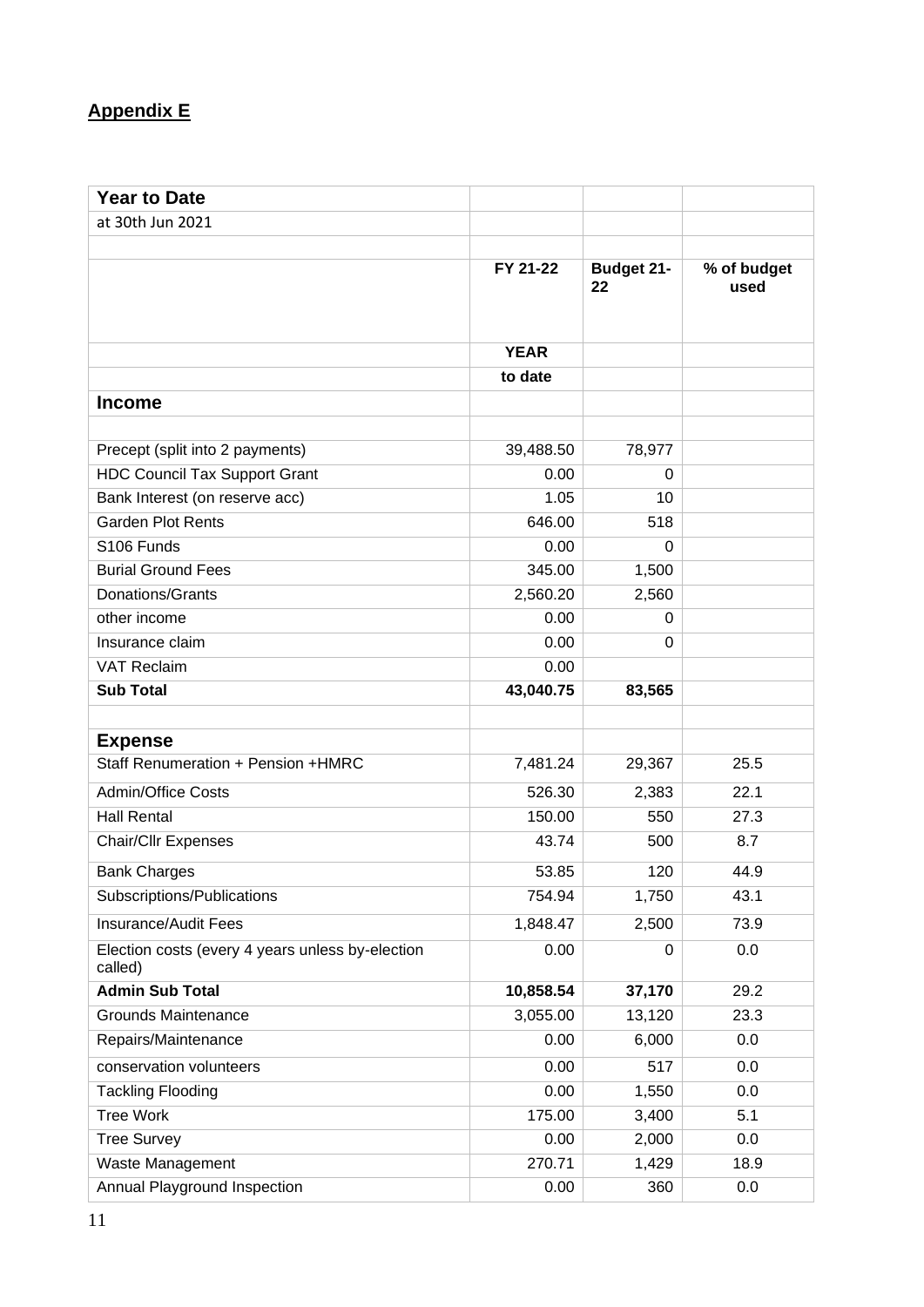**Appendix E**

| Year to Date | | | |
|---|---|---|---|
| at 30th Jun 2021 | | | |
| | | | |
| | FY 21-22 | Budget 21-22 | % of budget used |
| | YEAR | | |
| | to date | | |
| **Income** | | | |
| | | | |
| Precept (split into 2 payments) | 39,488.50 | 78,977 | |
| HDC Council Tax Support Grant | 0.00 | 0 | |
| Bank Interest (on reserve acc) | 1.05 | 10 | |
| Garden Plot Rents | 646.00 | 518 | |
| S106 Funds | 0.00 | 0 | |
| Burial Ground Fees | 345.00 | 1,500 | |
| Donations/Grants | 2,560.20 | 2,560 | |
| other income | 0.00 | 0 | |
| Insurance claim | 0.00 | 0 | |
| VAT Reclaim | 0.00 | | |
| **Sub Total** | **43,040.75** | **83,565** | |
| | | | |
| **Expense** | | | |
| Staff Renumeration + Pension +HMRC | 7,481.24 | 29,367 | 25.5 |
| Admin/Office Costs | 526.30 | 2,383 | 22.1 |
| Hall Rental | 150.00 | 550 | 27.3 |
| Chair/Cllr Expenses | 43.74 | 500 | 8.7 |
| Bank Charges | 53.85 | 120 | 44.9 |
| Subscriptions/Publications | 754.94 | 1,750 | 43.1 |
| Insurance/Audit Fees | 1,848.47 | 2,500 | 73.9 |
| Election costs (every 4 years unless by-election called) | 0.00 | 0 | 0.0 |
| **Admin Sub Total** | **10,858.54** | **37,170** | 29.2 |
| Grounds Maintenance | 3,055.00 | 13,120 | 23.3 |
| Repairs/Maintenance | 0.00 | 6,000 | 0.0 |
| conservation volunteers | 0.00 | 517 | 0.0 |
| Tackling Flooding | 0.00 | 1,550 | 0.0 |
| Tree Work | 175.00 | 3,400 | 5.1 |
| Tree Survey | 0.00 | 2,000 | 0.0 |
| Waste Management | 270.71 | 1,429 | 18.9 |
| Annual Playground Inspection | 0.00 | 360 | 0.0 |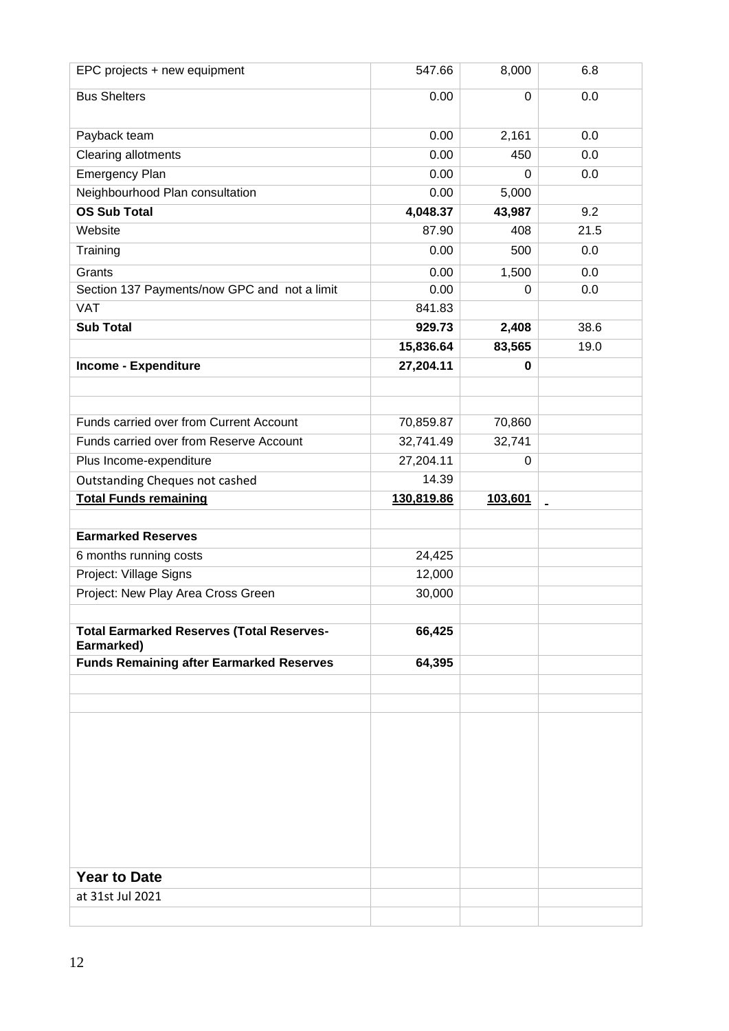| | | | |
|---|---|---|---|
| EPC projects + new equipment | 547.66 | 8,000 | 6.8 |
| Bus Shelters | 0.00 | 0 | 0.0 |
| Payback team | 0.00 | 2,161 | 0.0 |
| Clearing allotments | 0.00 | 450 | 0.0 |
| Emergency Plan | 0.00 | 0 | 0.0 |
| Neighbourhood Plan consultation | 0.00 | 5,000 | |
| **OS Sub Total** | **4,048.37** | **43,987** | 9.2 |
| Website | 87.90 | 408 | 21.5 |
| Training | 0.00 | 500 | 0.0 |
| Grants | 0.00 | 1,500 | 0.0 |
| Section 137 Payments/now GPC and not a limit | 0.00 | 0 | 0.0 |
| VAT | 841.83 | | |
| **Sub Total** | **929.73** | **2,408** | 38.6 |
| | **15,836.64** | **83,565** | 19.0 |
| **Income - Expenditure** | **27,204.11** | **0** | |
| | | | |
| | | | |
| Funds carried over from Current Account | 70,859.87 | 70,860 | |
| Funds carried over from Reserve Account | 32,741.49 | 32,741 | |
| Plus Income-expenditure | 27,204.11 | 0 | |
| Outstanding Cheques not cashed | 14.39 | | |
| **Total Funds remaining** | **130,819.86** | **103,601** | |
| | | | |
| **Earmarked Reserves** | | | |
| 6 months running costs | 24,425 | | |
| Project: Village Signs | 12,000 | | |
| Project: New Play Area Cross Green | 30,000 | | |
| | | | |
| **Total Earmarked Reserves (Total Reserves-Earmarked)** | **66,425** | | |
| **Funds Remaining after Earmarked Reserves** | **64,395** | | |
| | | | |
| | | | |
| | | | |
| **Year to Date** | | | |
| at 31st Jul 2021 | | | |
| | | | |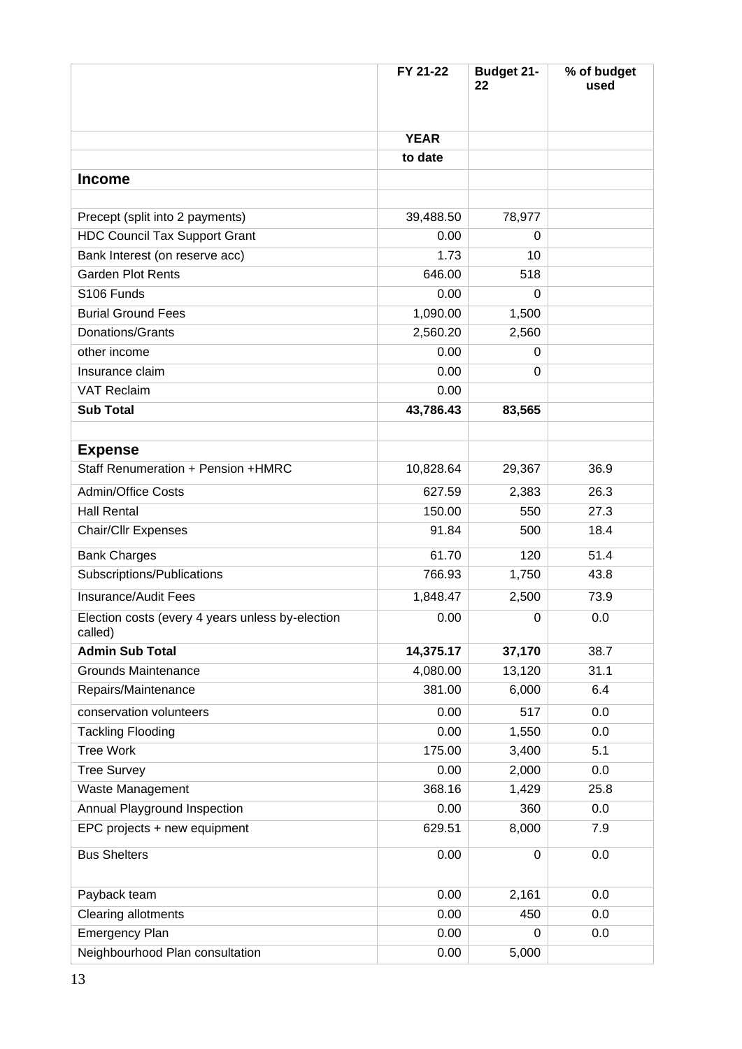|  | FY 21-22 | Budget 21-22 | % of budget used |
|---|---|---|---|
|  | **YEAR** |  |  |
|  | **to date** |  |  |
| **Income** |  |  |  |
|  |  |  |  |
| Precept (split into 2 payments) | 39,488.50 | 78,977 |  |
| HDC Council Tax Support Grant | 0.00 | 0 |  |
| Bank Interest (on reserve acc) | 1.73 | 10 |  |
| Garden Plot Rents | 646.00 | 518 |  |
| S106 Funds | 0.00 | 0 |  |
| Burial Ground Fees | 1,090.00 | 1,500 |  |
| Donations/Grants | 2,560.20 | 2,560 |  |
| other income | 0.00 | 0 |  |
| Insurance claim | 0.00 | 0 |  |
| VAT Reclaim | 0.00 |  |  |
| **Sub Total** | **43,786.43** | **83,565** |  |
|  |  |  |  |
| **Expense** |  |  |  |
| Staff Renumeration + Pension +HMRC | 10,828.64 | 29,367 | 36.9 |
| Admin/Office Costs | 627.59 | 2,383 | 26.3 |
| Hall Rental | 150.00 | 550 | 27.3 |
| Chair/Cllr Expenses | 91.84 | 500 | 18.4 |
| Bank Charges | 61.70 | 120 | 51.4 |
| Subscriptions/Publications | 766.93 | 1,750 | 43.8 |
| Insurance/Audit Fees | 1,848.47 | 2,500 | 73.9 |
| Election costs (every 4 years unless by-election called) | 0.00 | 0 | 0.0 |
| **Admin Sub Total** | **14,375.17** | **37,170** | 38.7 |
| Grounds Maintenance | 4,080.00 | 13,120 | 31.1 |
| Repairs/Maintenance | 381.00 | 6,000 | 6.4 |
| conservation volunteers | 0.00 | 517 | 0.0 |
| Tackling Flooding | 0.00 | 1,550 | 0.0 |
| Tree Work | 175.00 | 3,400 | 5.1 |
| Tree Survey | 0.00 | 2,000 | 0.0 |
| Waste Management | 368.16 | 1,429 | 25.8 |
| Annual Playground Inspection | 0.00 | 360 | 0.0 |
| EPC projects + new equipment | 629.51 | 8,000 | 7.9 |
| Bus Shelters | 0.00 | 0 | 0.0 |
| Payback team | 0.00 | 2,161 | 0.0 |
| Clearing allotments | 0.00 | 450 | 0.0 |
| Emergency Plan | 0.00 | 0 | 0.0 |
| Neighbourhood Plan consultation | 0.00 | 5,000 |  |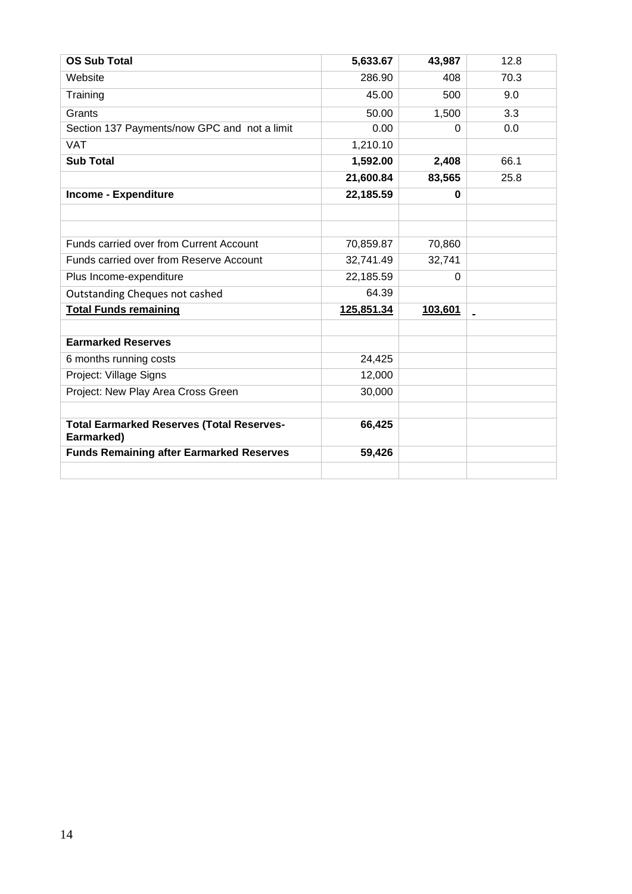| **OS Sub Total** | **5,633.67** | **43,987** | 12.8 |
|---|---|---|---|
| Website | 286.90 | 408 | 70.3 |
| Training | 45.00 | 500 | 9.0 |
| Grants | 50.00 | 1,500 | 3.3 |
| Section 137 Payments/now GPC and not a limit | 0.00 | 0 | 0.0 |
| VAT | 1,210.10 | | |
| **Sub Total** | **1,592.00** | **2,408** | 66.1 |
| | **21,600.84** | **83,565** | 25.8 |
| **Income - Expenditure** | **22,185.59** | **0** | |
| | | | |
| | | | |
| Funds carried over from Current Account | 70,859.87 | 70,860 | |
| Funds carried over from Reserve Account | 32,741.49 | 32,741 | |
| Plus Income-expenditure | 22,185.59 | 0 | |
| Outstanding Cheques not cashed | 64.39 | | |
| **Total Funds remaining** | **125,851.34** | **103,601** | |
| | | | |
| **Earmarked Reserves** | | | |
| 6 months running costs | 24,425 | | |
| Project: Village Signs | 12,000 | | |
| Project: New Play Area Cross Green | 30,000 | | |
| | | | |
| **Total Earmarked Reserves (Total Reserves-Earmarked)** | **66,425** | | |
| **Funds Remaining after Earmarked Reserves** | **59,426** | | |
| | | | |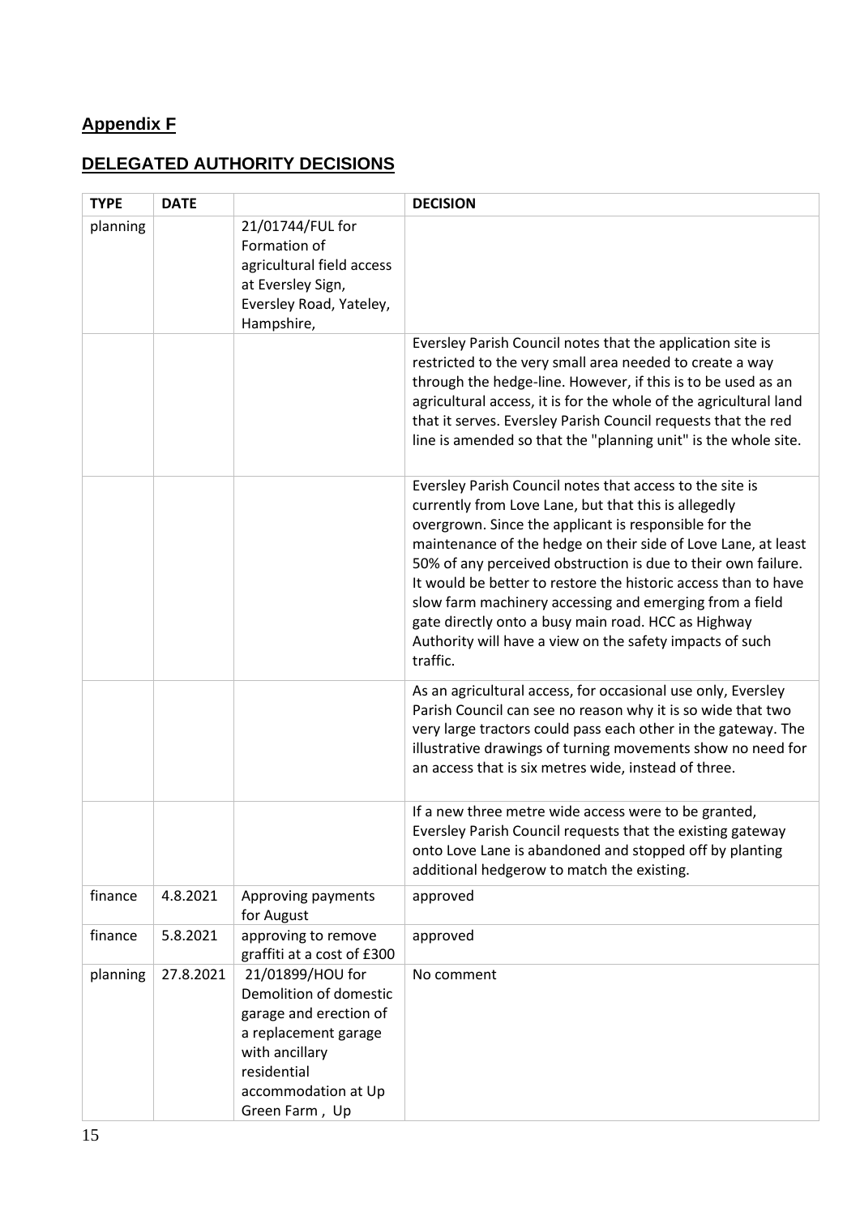## Appendix F

## DELEGATED AUTHORITY DECISIONS

| TYPE | DATE | | DECISION |
|---|---|---|---|
| planning | | 21/01744/FUL for Formation of agricultural field access at Eversley Sign, Eversley Road, Yateley, Hampshire, | |
| | | | Eversley Parish Council notes that the application site is restricted to the very small area needed to create a way through the hedge-line. However, if this is to be used as an agricultural access, it is for the whole of the agricultural land that it serves. Eversley Parish Council requests that the red line is amended so that the "planning unit" is the whole site. |
| | | | Eversley Parish Council notes that access to the site is currently from Love Lane, but that this is allegedly overgrown. Since the applicant is responsible for the maintenance of the hedge on their side of Love Lane, at least 50% of any perceived obstruction is due to their own failure. It would be better to restore the historic access than to have slow farm machinery accessing and emerging from a field gate directly onto a busy main road. HCC as Highway Authority will have a view on the safety impacts of such traffic. |
| | | | As an agricultural access, for occasional use only, Eversley Parish Council can see no reason why it is so wide that two very large tractors could pass each other in the gateway. The illustrative drawings of turning movements show no need for an access that is six metres wide, instead of three. |
| | | | If a new three metre wide access were to be granted, Eversley Parish Council requests that the existing gateway onto Love Lane is abandoned and stopped off by planting additional hedgerow to match the existing. |
| finance | 4.8.2021 | Approving payments for August | approved |
| finance | 5.8.2021 | approving to remove graffiti at a cost of £300 | approved |
| planning | 27.8.2021 | 21/01899/HOU for Demolition of domestic garage and erection of a replacement garage with ancillary residential accommodation at Up Green Farm , Up | No comment |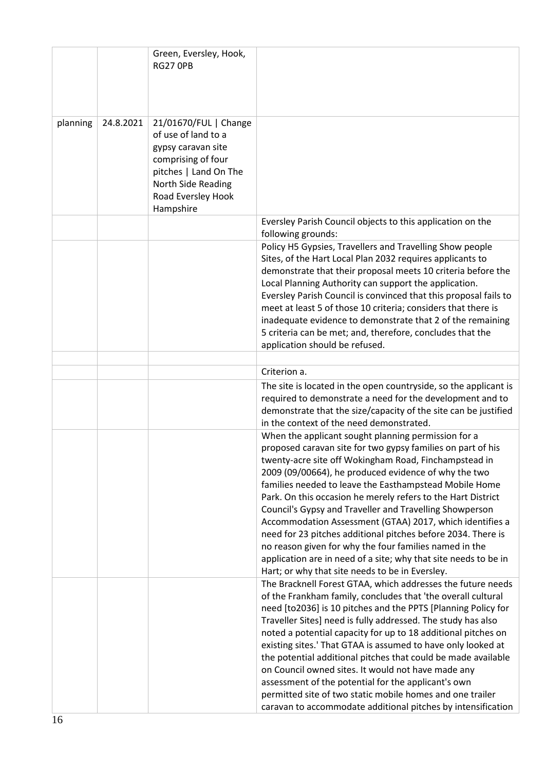| | | | |
|---|---|---|---|
| | | Green, Eversley, Hook, RG27 0PB | |
| planning | 24.8.2021 | 21/01670/FUL \| Change of use of land to a gypsy caravan site comprising of four pitches \| Land On The North Side Reading Road Eversley Hook Hampshire | |
| | | | Eversley Parish Council objects to this application on the following grounds: |
| | | | Policy H5 Gypsies, Travellers and Travelling Show people Sites, of the Hart Local Plan 2032 requires applicants to demonstrate that their proposal meets 10 criteria before the Local Planning Authority can support the application. Eversley Parish Council is convinced that this proposal fails to meet at least 5 of those 10 criteria; considers that there is inadequate evidence to demonstrate that 2 of the remaining 5 criteria can be met; and, therefore, concludes that the application should be refused. |
| | | | |
| | | | Criterion a. |
| | | | The site is located in the open countryside, so the applicant is required to demonstrate a need for the development and to demonstrate that the size/capacity of the site can be justified in the context of the need demonstrated. |
| | | | When the applicant sought planning permission for a proposed caravan site for two gypsy families on part of his twenty-acre site off Wokingham Road, Finchampstead in 2009 (09/00664), he produced evidence of why the two families needed to leave the Easthampstead Mobile Home Park. On this occasion he merely refers to the Hart District Council's Gypsy and Traveller and Travelling Showperson Accommodation Assessment (GTAA) 2017, which identifies a need for 23 pitches additional pitches before 2034. There is no reason given for why the four families named in the application are in need of a site; why that site needs to be in Hart; or why that site needs to be in Eversley. |
| | | | The Bracknell Forest GTAA, which addresses the future needs of the Frankham family, concludes that 'the overall cultural need [to2036] is 10 pitches and the PPTS [Planning Policy for Traveller Sites] need is fully addressed. The study has also noted a potential capacity for up to 18 additional pitches on existing sites.' That GTAA is assumed to have only looked at the potential additional pitches that could be made available on Council owned sites. It would not have made any assessment of the potential for the applicant's own permitted site of two static mobile homes and one trailer caravan to accommodate additional pitches by intensification |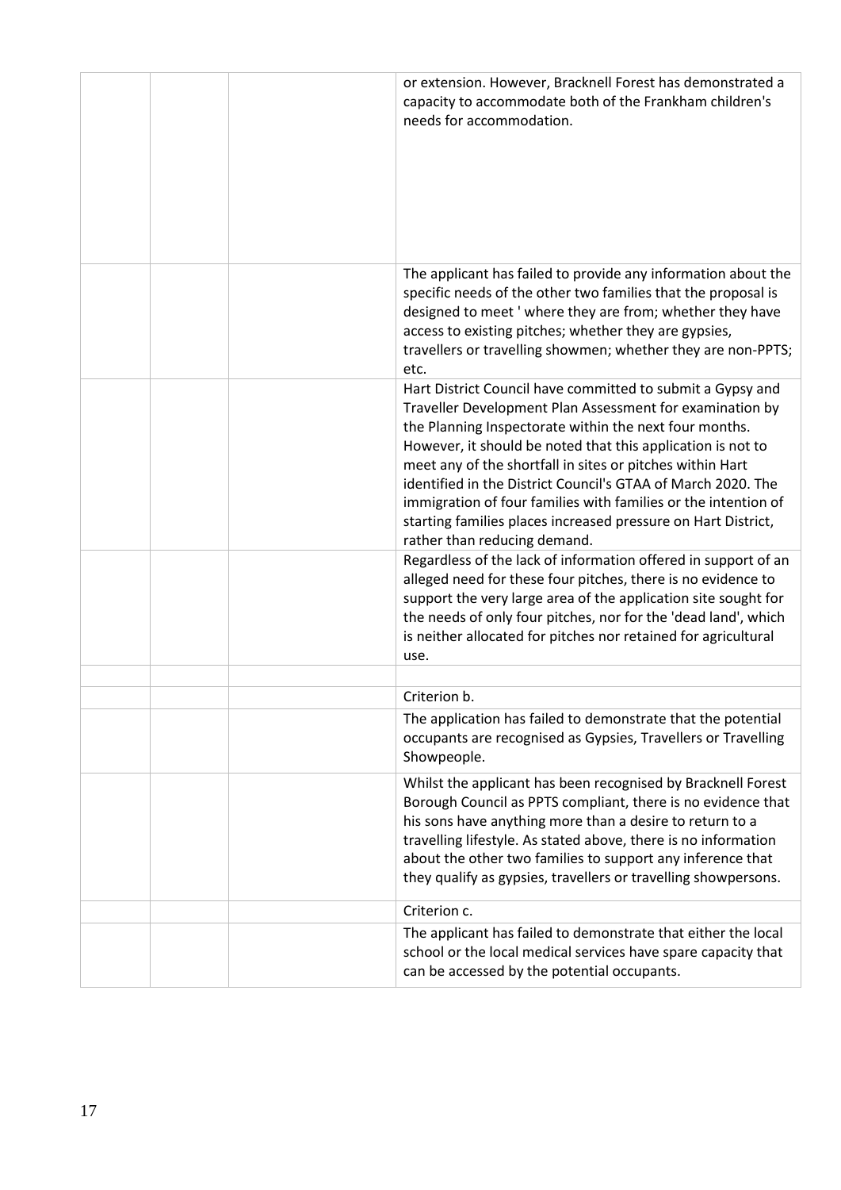| | | | |
|---|---|---|---|
| | | | or extension. However, Bracknell Forest has demonstrated a capacity to accommodate both of the Frankham children's needs for accommodation. |
| | | | The applicant has failed to provide any information about the specific needs of the other two families that the proposal is designed to meet ' where they are from; whether they have access to existing pitches; whether they are gypsies, travellers or travelling showmen; whether they are non-PPTS; etc. |
| | | | Hart District Council have committed to submit a Gypsy and Traveller Development Plan Assessment for examination by the Planning Inspectorate within the next four months. However, it should be noted that this application is not to meet any of the shortfall in sites or pitches within Hart identified in the District Council's GTAA of March 2020. The immigration of four families with families or the intention of starting families places increased pressure on Hart District, rather than reducing demand. |
| | | | Regardless of the lack of information offered in support of an alleged need for these four pitches, there is no evidence to support the very large area of the application site sought for the needs of only four pitches, nor for the 'dead land', which is neither allocated for pitches nor retained for agricultural use. |
| | | | |
| | | | Criterion b. |
| | | | The application has failed to demonstrate that the potential occupants are recognised as Gypsies, Travellers or Travelling Showpeople. |
| | | | Whilst the applicant has been recognised by Bracknell Forest Borough Council as PPTS compliant, there is no evidence that his sons have anything more than a desire to return to a travelling lifestyle. As stated above, there is no information about the other two families to support any inference that they qualify as gypsies, travellers or travelling showpersons. |
| | | | Criterion c. |
| | | | The applicant has failed to demonstrate that either the local school or the local medical services have spare capacity that can be accessed by the potential occupants. |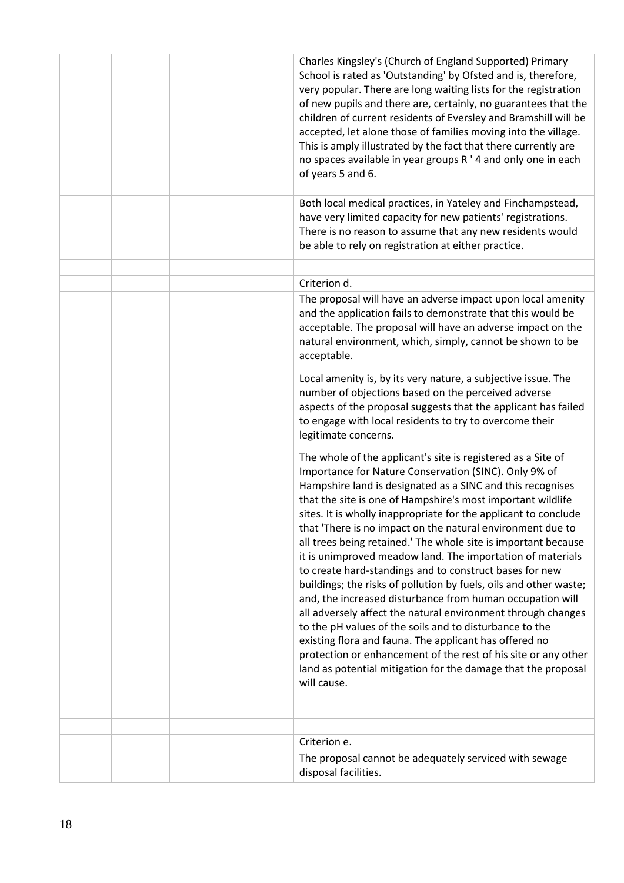| | | | |
|---|---|---|---|
| | | | Charles Kingsley's (Church of England Supported) Primary School is rated as 'Outstanding' by Ofsted and is, therefore, very popular. There are long waiting lists for the registration of new pupils and there are, certainly, no guarantees that the children of current residents of Eversley and Bramshill will be accepted, let alone those of families moving into the village. This is amply illustrated by the fact that there currently are no spaces available in year groups R ' 4 and only one in each of years 5 and 6. |
| | | | Both local medical practices, in Yateley and Finchampstead, have very limited capacity for new patients' registrations. There is no reason to assume that any new residents would be able to rely on registration at either practice. |
| | | | |
| | | | Criterion d. |
| | | | The proposal will have an adverse impact upon local amenity and the application fails to demonstrate that this would be acceptable. The proposal will have an adverse impact on the natural environment, which, simply, cannot be shown to be acceptable. |
| | | | Local amenity is, by its very nature, a subjective issue. The number of objections based on the perceived adverse aspects of the proposal suggests that the applicant has failed to engage with local residents to try to overcome their legitimate concerns. |
| | | | The whole of the applicant's site is registered as a Site of Importance for Nature Conservation (SINC). Only 9% of Hampshire land is designated as a SINC and this recognises that the site is one of Hampshire's most important wildlife sites. It is wholly inappropriate for the applicant to conclude that 'There is no impact on the natural environment due to all trees being retained.' The whole site is important because it is unimproved meadow land. The importation of materials to create hard-standings and to construct bases for new buildings; the risks of pollution by fuels, oils and other waste; and, the increased disturbance from human occupation will all adversely affect the natural environment through changes to the pH values of the soils and to disturbance to the existing flora and fauna. The applicant has offered no protection or enhancement of the rest of his site or any other land as potential mitigation for the damage that the proposal will cause. |
| | | | |
| | | | Criterion e. |
| | | | The proposal cannot be adequately serviced with sewage disposal facilities. |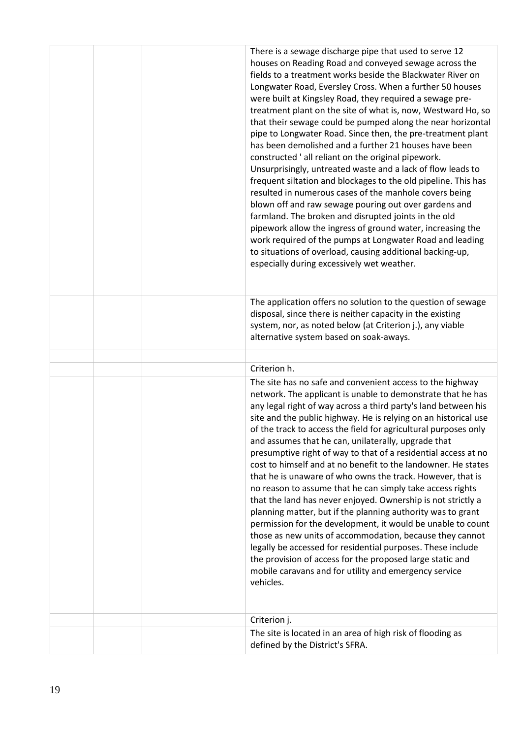| | | | |
|---|---|---|---|
| | | | There is a sewage discharge pipe that used to serve 12 houses on Reading Road and conveyed sewage across the fields to a treatment works beside the Blackwater River on Longwater Road, Eversley Cross. When a further 50 houses were built at Kingsley Road, they required a sewage pre-treatment plant on the site of what is, now, Westward Ho, so that their sewage could be pumped along the near horizontal pipe to Longwater Road. Since then, the pre-treatment plant has been demolished and a further 21 houses have been constructed ' all reliant on the original pipework. Unsurprisingly, untreated waste and a lack of flow leads to frequent siltation and blockages to the old pipeline. This has resulted in numerous cases of the manhole covers being blown off and raw sewage pouring out over gardens and farmland. The broken and disrupted joints in the old pipework allow the ingress of ground water, increasing the work required of the pumps at Longwater Road and leading to situations of overload, causing additional backing-up, especially during excessively wet weather. |
| | | | The application offers no solution to the question of sewage disposal, since there is neither capacity in the existing system, nor, as noted below (at Criterion j.), any viable alternative system based on soak-aways. |
| | | | |
| | | | Criterion h. |
| | | | The site has no safe and convenient access to the highway network. The applicant is unable to demonstrate that he has any legal right of way across a third party's land between his site and the public highway. He is relying on an historical use of the track to access the field for agricultural purposes only and assumes that he can, unilaterally, upgrade that presumptive right of way to that of a residential access at no cost to himself and at no benefit to the landowner. He states that he is unaware of who owns the track. However, that is no reason to assume that he can simply take access rights that the land has never enjoyed. Ownership is not strictly a planning matter, but if the planning authority was to grant permission for the development, it would be unable to count those as new units of accommodation, because they cannot legally be accessed for residential purposes. These include the provision of access for the proposed large static and mobile caravans and for utility and emergency service vehicles. |
| | | | Criterion j. |
| | | | The site is located in an area of high risk of flooding as defined by the District's SFRA. |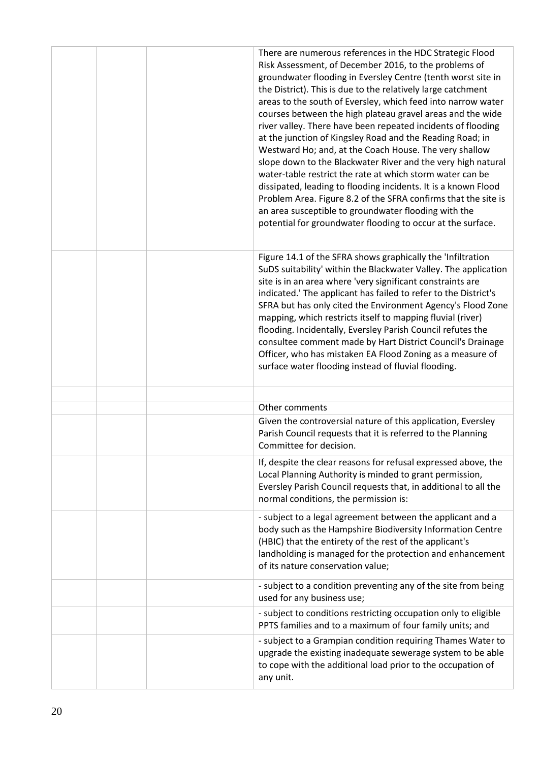| | | | |
|---|---|---|---|
| | | | There are numerous references in the HDC Strategic Flood Risk Assessment, of December 2016, to the problems of groundwater flooding in Eversley Centre (tenth worst site in the District). This is due to the relatively large catchment areas to the south of Eversley, which feed into narrow water courses between the high plateau gravel areas and the wide river valley. There have been repeated incidents of flooding at the junction of Kingsley Road and the Reading Road; in Westward Ho; and, at the Coach House. The very shallow slope down to the Blackwater River and the very high natural water-table restrict the rate at which storm water can be dissipated, leading to flooding incidents. It is a known Flood Problem Area. Figure 8.2 of the SFRA confirms that the site is an area susceptible to groundwater flooding with the potential for groundwater flooding to occur at the surface. |
| | | | Figure 14.1 of the SFRA shows graphically the 'Infiltration SuDS suitability' within the Blackwater Valley. The application site is in an area where 'very significant constraints are indicated.' The applicant has failed to refer to the District's SFRA but has only cited the Environment Agency's Flood Zone mapping, which restricts itself to mapping fluvial (river) flooding. Incidentally, Eversley Parish Council refutes the consultee comment made by Hart District Council's Drainage Officer, who has mistaken EA Flood Zoning as a measure of surface water flooding instead of fluvial flooding. |
| | | | |
| | | | Other comments |
| | | | Given the controversial nature of this application, Eversley Parish Council requests that it is referred to the Planning Committee for decision. |
| | | | If, despite the clear reasons for refusal expressed above, the Local Planning Authority is minded to grant permission, Eversley Parish Council requests that, in additional to all the normal conditions, the permission is: |
| | | | - subject to a legal agreement between the applicant and a body such as the Hampshire Biodiversity Information Centre (HBIC) that the entirety of the rest of the applicant's landholding is managed for the protection and enhancement of its nature conservation value; |
| | | | - subject to a condition preventing any of the site from being used for any business use; |
| | | | - subject to conditions restricting occupation only to eligible PPTS families and to a maximum of four family units; and |
| | | | - subject to a Grampian condition requiring Thames Water to upgrade the existing inadequate sewerage system to be able to cope with the additional load prior to the occupation of any unit. |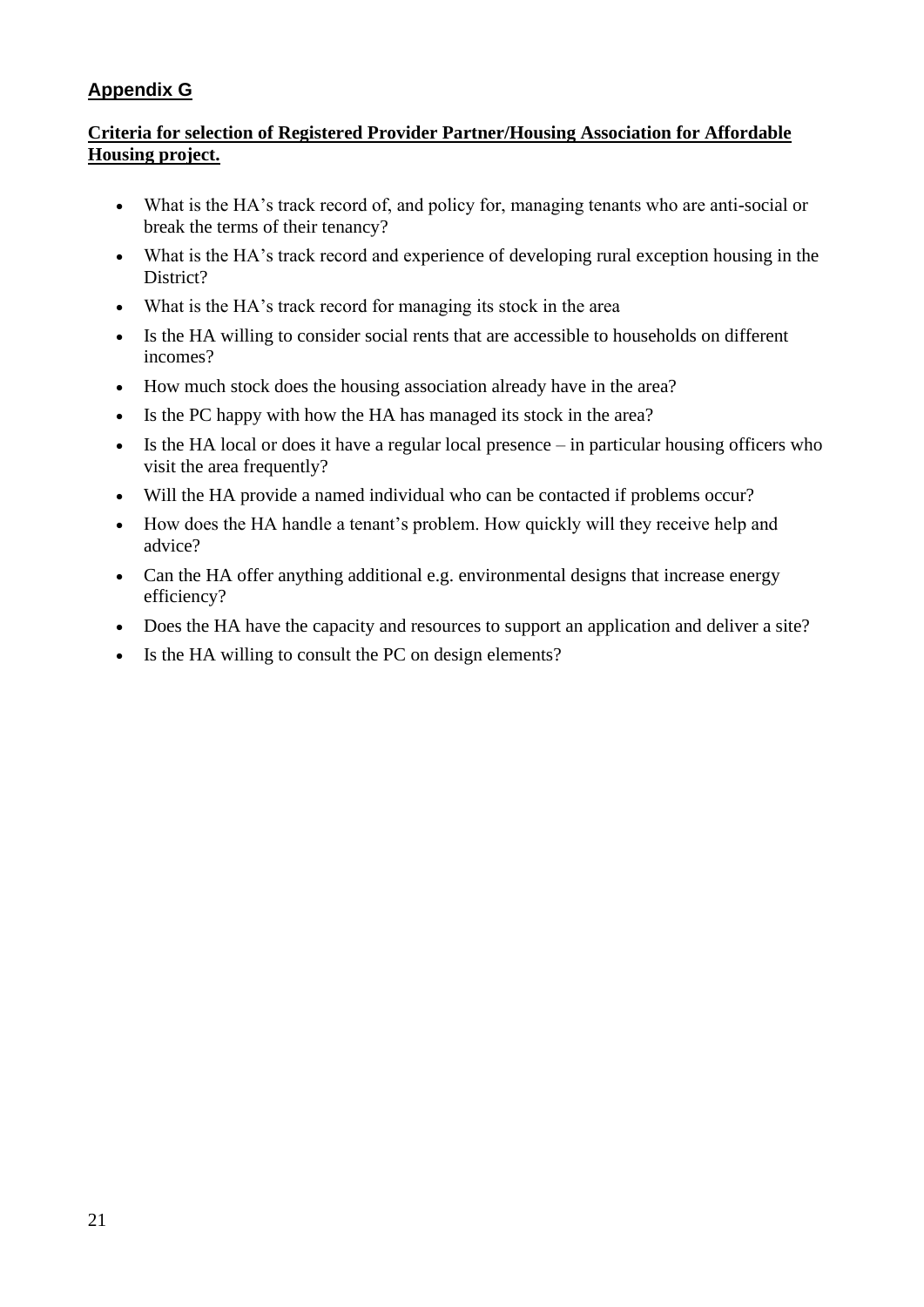## Appendix G

**Criteria for selection of Registered Provider Partner/Housing Association for Affordable Housing project.**

- What is the HA's track record of, and policy for, managing tenants who are anti-social or break the terms of their tenancy?
- What is the HA's track record and experience of developing rural exception housing in the District?
- What is the HA's track record for managing its stock in the area
- Is the HA willing to consider social rents that are accessible to households on different incomes?
- How much stock does the housing association already have in the area?
- Is the PC happy with how the HA has managed its stock in the area?
- Is the HA local or does it have a regular local presence – in particular housing officers who visit the area frequently?
- Will the HA provide a named individual who can be contacted if problems occur?
- How does the HA handle a tenant's problem. How quickly will they receive help and advice?
- Can the HA offer anything additional e.g. environmental designs that increase energy efficiency?
- Does the HA have the capacity and resources to support an application and deliver a site?
- Is the HA willing to consult the PC on design elements?